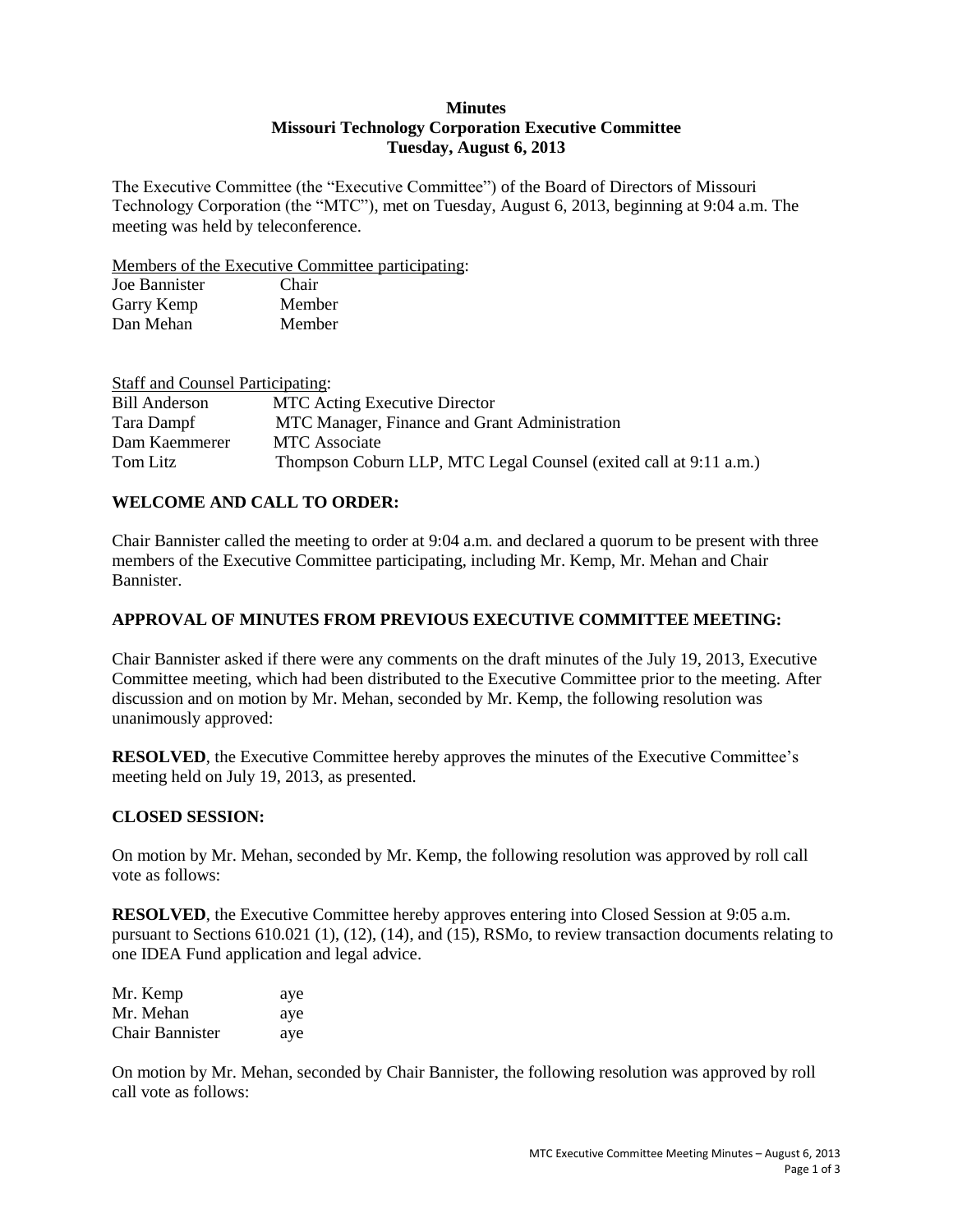**Minutes**
**Missouri Technology Corporation Executive Committee**
**Tuesday, August 6, 2013**

The Executive Committee (the "Executive Committee") of the Board of Directors of Missouri Technology Corporation (the "MTC"), met on Tuesday, August 6, 2013, beginning at 9:04 a.m. The meeting was held by teleconference.

Members of the Executive Committee participating:

| | |
|---|---|
| Joe Bannister | Chair |
| Garry Kemp | Member |
| Dan Mehan | Member |

Staff and Counsel Participating:

| | |
|---|---|
| Bill Anderson | MTC Acting Executive Director |
| Tara Dampf | MTC Manager, Finance and Grant Administration |
| Dam Kaemmerer | MTC Associate |
| Tom Litz | Thompson Coburn LLP, MTC Legal Counsel (exited call at 9:11 a.m.) |

## WELCOME AND CALL TO ORDER:

Chair Bannister called the meeting to order at 9:04 a.m. and declared a quorum to be present with three members of the Executive Committee participating, including Mr. Kemp, Mr. Mehan and Chair Bannister.

## APPROVAL OF MINUTES FROM PREVIOUS EXECUTIVE COMMITTEE MEETING:

Chair Bannister asked if there were any comments on the draft minutes of the July 19, 2013, Executive Committee meeting, which had been distributed to the Executive Committee prior to the meeting. After discussion and on motion by Mr. Mehan, seconded by Mr. Kemp, the following resolution was unanimously approved:

**RESOLVED**, the Executive Committee hereby approves the minutes of the Executive Committee's meeting held on July 19, 2013, as presented.

## CLOSED SESSION:

On motion by Mr. Mehan, seconded by Mr. Kemp, the following resolution was approved by roll call vote as follows:

**RESOLVED**, the Executive Committee hereby approves entering into Closed Session at 9:05 a.m. pursuant to Sections 610.021 (1), (12), (14), and (15), RSMo, to review transaction documents relating to one IDEA Fund application and legal advice.

| | |
|---|---|
| Mr. Kemp | aye |
| Mr. Mehan | aye |
| Chair Bannister | aye |

On motion by Mr. Mehan, seconded by Chair Bannister, the following resolution was approved by roll call vote as follows: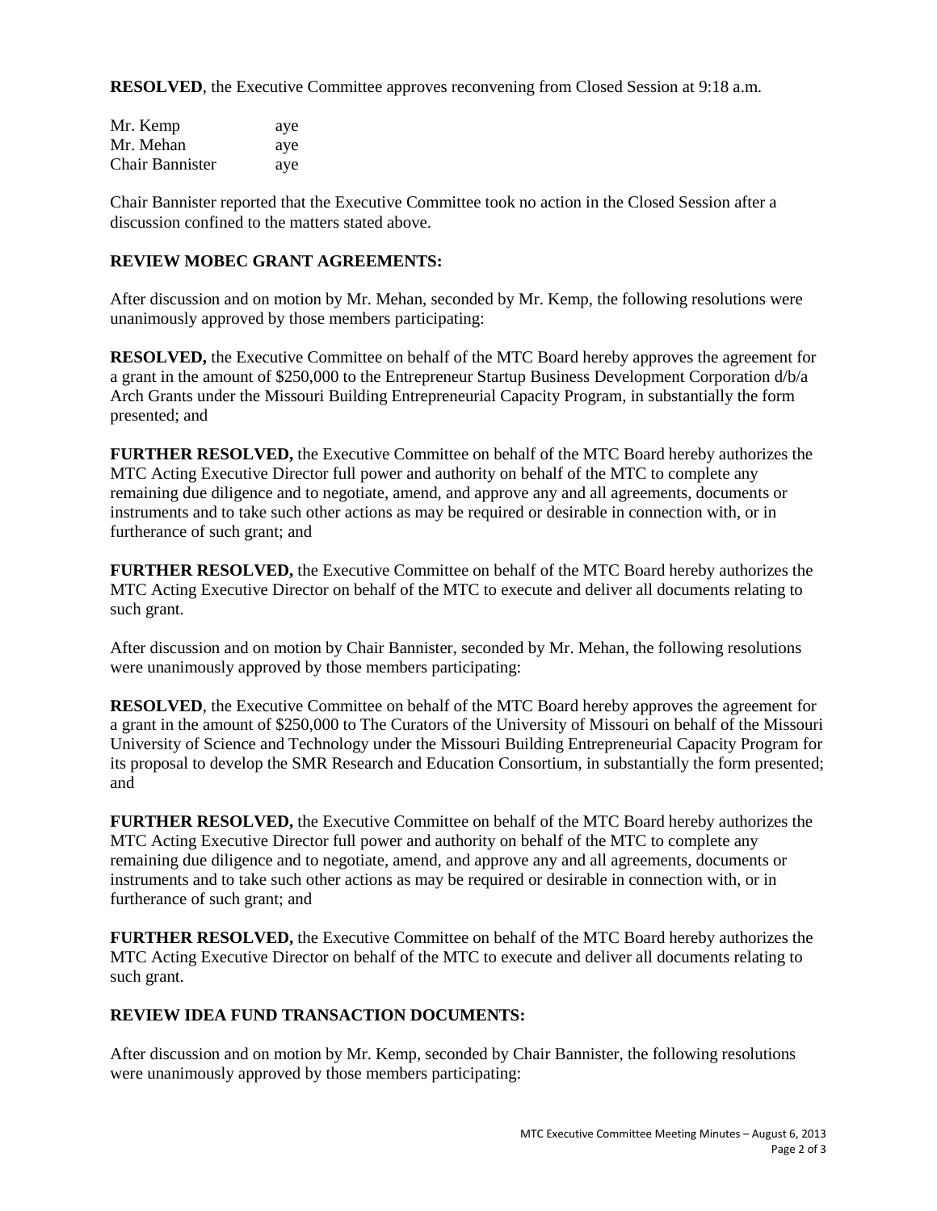**RESOLVED**, the Executive Committee approves reconvening from Closed Session at 9:18 a.m.

| | |
|---|---|
| Mr. Kemp | aye |
| Mr. Mehan | aye |
| Chair Bannister | aye |

Chair Bannister reported that the Executive Committee took no action in the Closed Session after a discussion confined to the matters stated above.

**REVIEW MOBEC GRANT AGREEMENTS:**

After discussion and on motion by Mr. Mehan, seconded by Mr. Kemp, the following resolutions were unanimously approved by those members participating:

**RESOLVED,** the Executive Committee on behalf of the MTC Board hereby approves the agreement for a grant in the amount of $250,000 to the Entrepreneur Startup Business Development Corporation d/b/a Arch Grants under the Missouri Building Entrepreneurial Capacity Program, in substantially the form presented; and

**FURTHER RESOLVED,** the Executive Committee on behalf of the MTC Board hereby authorizes the MTC Acting Executive Director full power and authority on behalf of the MTC to complete any remaining due diligence and to negotiate, amend, and approve any and all agreements, documents or instruments and to take such other actions as may be required or desirable in connection with, or in furtherance of such grant; and

**FURTHER RESOLVED,** the Executive Committee on behalf of the MTC Board hereby authorizes the MTC Acting Executive Director on behalf of the MTC to execute and deliver all documents relating to such grant.

After discussion and on motion by Chair Bannister, seconded by Mr. Mehan, the following resolutions were unanimously approved by those members participating:

**RESOLVED**, the Executive Committee on behalf of the MTC Board hereby approves the agreement for a grant in the amount of $250,000 to The Curators of the University of Missouri on behalf of the Missouri University of Science and Technology under the Missouri Building Entrepreneurial Capacity Program for its proposal to develop the SMR Research and Education Consortium, in substantially the form presented; and

**FURTHER RESOLVED,** the Executive Committee on behalf of the MTC Board hereby authorizes the MTC Acting Executive Director full power and authority on behalf of the MTC to complete any remaining due diligence and to negotiate, amend, and approve any and all agreements, documents or instruments and to take such other actions as may be required or desirable in connection with, or in furtherance of such grant; and

**FURTHER RESOLVED,** the Executive Committee on behalf of the MTC Board hereby authorizes the MTC Acting Executive Director on behalf of the MTC to execute and deliver all documents relating to such grant.

**REVIEW IDEA FUND TRANSACTION DOCUMENTS:**

After discussion and on motion by Mr. Kemp, seconded by Chair Bannister, the following resolutions were unanimously approved by those members participating: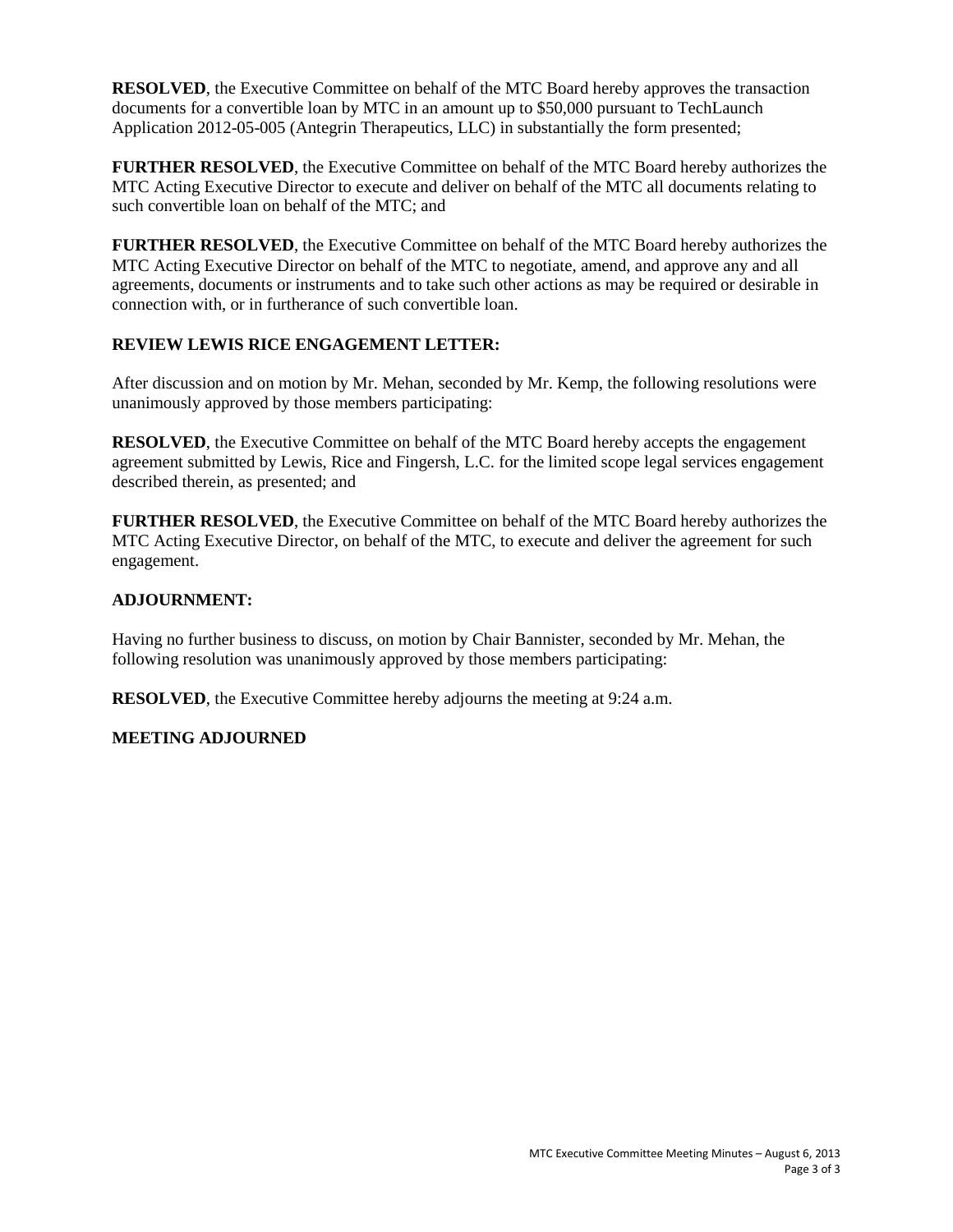**RESOLVED**, the Executive Committee on behalf of the MTC Board hereby approves the transaction documents for a convertible loan by MTC in an amount up to $50,000 pursuant to TechLaunch Application 2012-05-005 (Antegrin Therapeutics, LLC) in substantially the form presented;

**FURTHER RESOLVED**, the Executive Committee on behalf of the MTC Board hereby authorizes the MTC Acting Executive Director to execute and deliver on behalf of the MTC all documents relating to such convertible loan on behalf of the MTC; and

**FURTHER RESOLVED**, the Executive Committee on behalf of the MTC Board hereby authorizes the MTC Acting Executive Director on behalf of the MTC to negotiate, amend, and approve any and all agreements, documents or instruments and to take such other actions as may be required or desirable in connection with, or in furtherance of such convertible loan.

**REVIEW LEWIS RICE ENGAGEMENT LETTER:**

After discussion and on motion by Mr. Mehan, seconded by Mr. Kemp, the following resolutions were unanimously approved by those members participating:

**RESOLVED**, the Executive Committee on behalf of the MTC Board hereby accepts the engagement agreement submitted by Lewis, Rice and Fingersh, L.C. for the limited scope legal services engagement described therein, as presented; and

**FURTHER RESOLVED**, the Executive Committee on behalf of the MTC Board hereby authorizes the MTC Acting Executive Director, on behalf of the MTC, to execute and deliver the agreement for such engagement.

**ADJOURNMENT:**

Having no further business to discuss, on motion by Chair Bannister, seconded by Mr. Mehan, the following resolution was unanimously approved by those members participating:

**RESOLVED**, the Executive Committee hereby adjourns the meeting at 9:24 a.m.

**MEETING ADJOURNED**